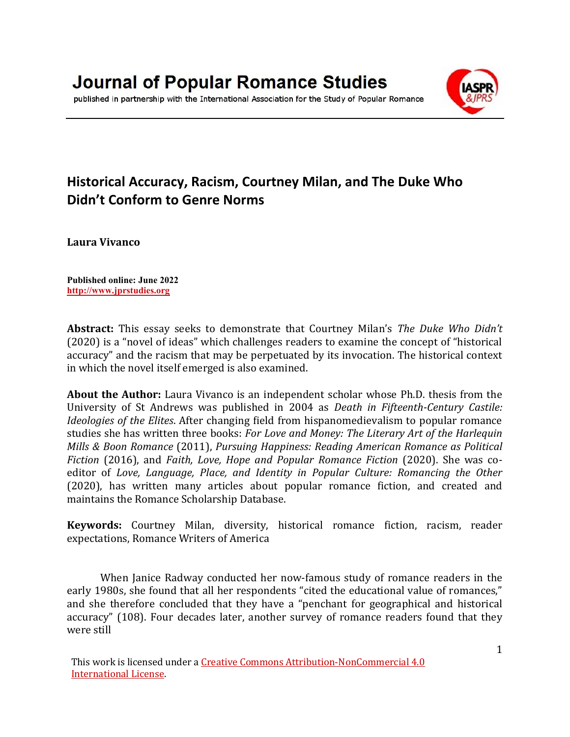Journal of Popular Romance Studies

published in partnership with the International Association for the Study of Popular Romance

# Historical Accuracy, Racism, Courtney Milan, and The Duke Who Didn't Conform to Genre Norms

**Laura Vivanco**

**Published online: June 2022**
**http://www.jprstudies.org**

**Abstract:** This essay seeks to demonstrate that Courtney Milan's *The Duke Who Didn't* (2020) is a "novel of ideas" which challenges readers to examine the concept of "historical accuracy" and the racism that may be perpetuated by its invocation. The historical context in which the novel itself emerged is also examined.

**About the Author:** Laura Vivanco is an independent scholar whose Ph.D. thesis from the University of St Andrews was published in 2004 as *Death in Fifteenth-Century Castile: Ideologies of the Elites*. After changing field from hispanomedievalism to popular romance studies she has written three books: *For Love and Money: The Literary Art of the Harlequin Mills & Boon Romance* (2011), *Pursuing Happiness: Reading American Romance as Political Fiction* (2016), and *Faith, Love, Hope and Popular Romance Fiction* (2020). She was co-editor of *Love, Language, Place, and Identity in Popular Culture: Romancing the Other* (2020), has written many articles about popular romance fiction, and created and maintains the Romance Scholarship Database.

**Keywords:** Courtney Milan, diversity, historical romance fiction, racism, reader expectations, Romance Writers of America

When Janice Radway conducted her now-famous study of romance readers in the early 1980s, she found that all her respondents "cited the educational value of romances," and she therefore concluded that they have a "penchant for geographical and historical accuracy" (108). Four decades later, another survey of romance readers found that they were still

This work is licensed under a Creative Commons Attribution-NonCommercial 4.0 International License.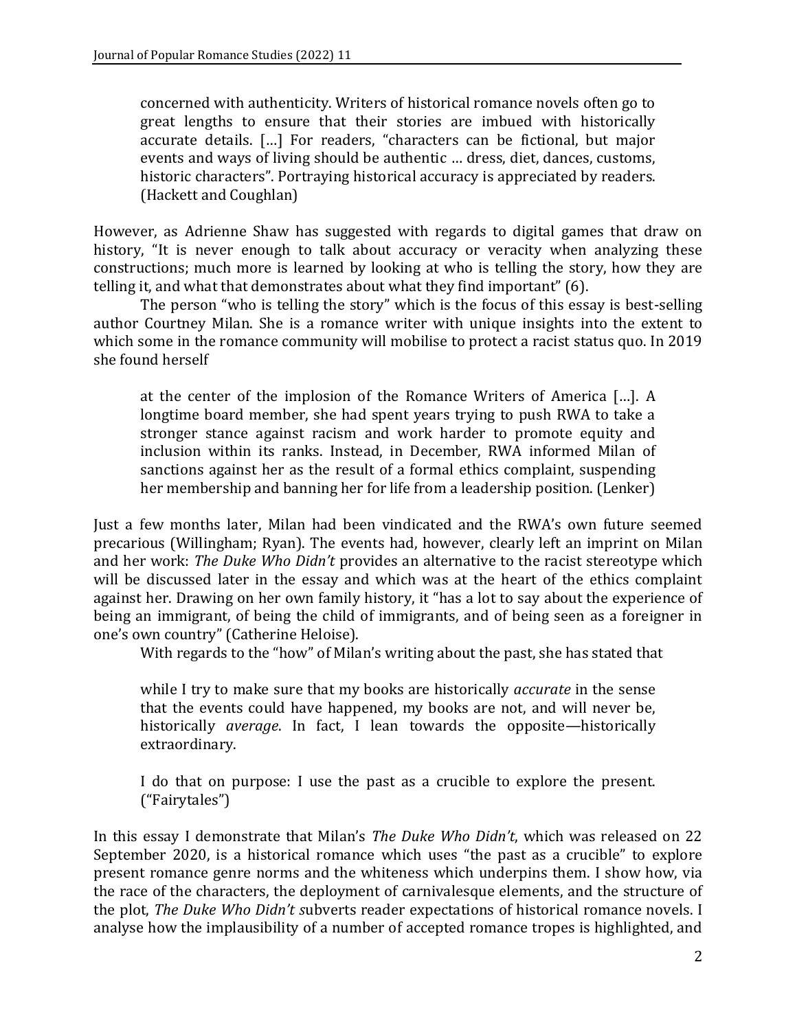> concerned with authenticity. Writers of historical romance novels often go to great lengths to ensure that their stories are imbued with historically accurate details. […] For readers, "characters can be fictional, but major events and ways of living should be authentic … dress, diet, dances, customs, historic characters". Portraying historical accuracy is appreciated by readers. (Hackett and Coughlan)

However, as Adrienne Shaw has suggested with regards to digital games that draw on history, "It is never enough to talk about accuracy or veracity when analyzing these constructions; much more is learned by looking at who is telling the story, how they are telling it, and what that demonstrates about what they find important" (6).

The person "who is telling the story" which is the focus of this essay is best-selling author Courtney Milan. She is a romance writer with unique insights into the extent to which some in the romance community will mobilise to protect a racist status quo. In 2019 she found herself

> at the center of the implosion of the Romance Writers of America […]. A longtime board member, she had spent years trying to push RWA to take a stronger stance against racism and work harder to promote equity and inclusion within its ranks. Instead, in December, RWA informed Milan of sanctions against her as the result of a formal ethics complaint, suspending her membership and banning her for life from a leadership position. (Lenker)

Just a few months later, Milan had been vindicated and the RWA's own future seemed precarious (Willingham; Ryan). The events had, however, clearly left an imprint on Milan and her work: *The Duke Who Didn't* provides an alternative to the racist stereotype which will be discussed later in the essay and which was at the heart of the ethics complaint against her. Drawing on her own family history, it "has a lot to say about the experience of being an immigrant, of being the child of immigrants, and of being seen as a foreigner in one's own country" (Catherine Heloise).

With regards to the "how" of Milan's writing about the past, she has stated that

> while I try to make sure that my books are historically *accurate* in the sense that the events could have happened, my books are not, and will never be, historically *average*. In fact, I lean towards the opposite—historically extraordinary.
>
> I do that on purpose: I use the past as a crucible to explore the present. ("Fairytales")

In this essay I demonstrate that Milan's *The Duke Who Didn't*, which was released on 22 September 2020, is a historical romance which uses "the past as a crucible" to explore present romance genre norms and the whiteness which underpins them. I show how, via the race of the characters, the deployment of carnivalesque elements, and the structure of the plot, *The Duke Who Didn't* subverts reader expectations of historical romance novels. I analyse how the implausibility of a number of accepted romance tropes is highlighted, and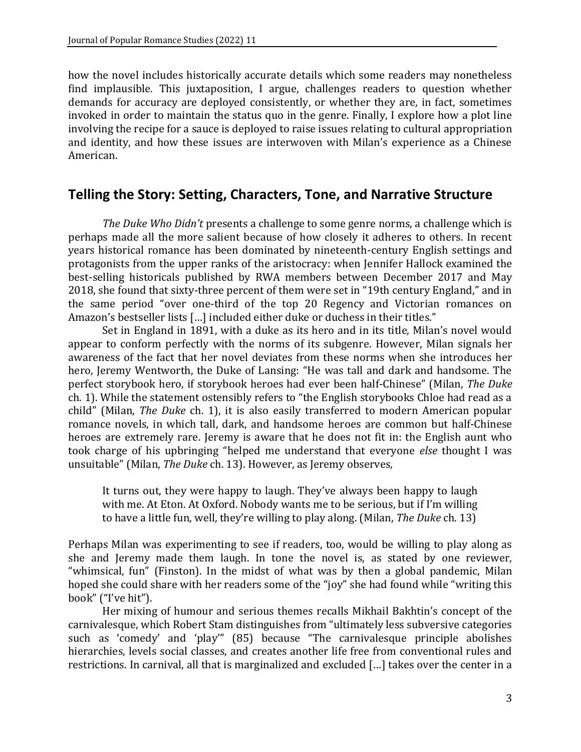how the novel includes historically accurate details which some readers may nonetheless find implausible. This juxtaposition, I argue, challenges readers to question whether demands for accuracy are deployed consistently, or whether they are, in fact, sometimes invoked in order to maintain the status quo in the genre. Finally, I explore how a plot line involving the recipe for a sauce is deployed to raise issues relating to cultural appropriation and identity, and how these issues are interwoven with Milan's experience as a Chinese American.

## Telling the Story: Setting, Characters, Tone, and Narrative Structure

*The Duke Who Didn't* presents a challenge to some genre norms, a challenge which is perhaps made all the more salient because of how closely it adheres to others. In recent years historical romance has been dominated by nineteenth-century English settings and protagonists from the upper ranks of the aristocracy: when Jennifer Hallock examined the best-selling historicals published by RWA members between December 2017 and May 2018, she found that sixty-three percent of them were set in "19th century England," and in the same period "over one-third of the top 20 Regency and Victorian romances on Amazon's bestseller lists […] included either duke or duchess in their titles."

Set in England in 1891, with a duke as its hero and in its title, Milan's novel would appear to conform perfectly with the norms of its subgenre. However, Milan signals her awareness of the fact that her novel deviates from these norms when she introduces her hero, Jeremy Wentworth, the Duke of Lansing: "He was tall and dark and handsome. The perfect storybook hero, if storybook heroes had ever been half-Chinese" (Milan, *The Duke* ch. 1). While the statement ostensibly refers to "the English storybooks Chloe had read as a child" (Milan, *The Duke* ch. 1), it is also easily transferred to modern American popular romance novels, in which tall, dark, and handsome heroes are common but half-Chinese heroes are extremely rare. Jeremy is aware that he does not fit in: the English aunt who took charge of his upbringing "helped me understand that everyone *else* thought I was unsuitable" (Milan, *The Duke* ch. 13). However, as Jeremy observes,

> It turns out, they were happy to laugh. They've always been happy to laugh with me. At Eton. At Oxford. Nobody wants me to be serious, but if I'm willing to have a little fun, well, they're willing to play along. (Milan, *The Duke* ch. 13)

Perhaps Milan was experimenting to see if readers, too, would be willing to play along as she and Jeremy made them laugh. In tone the novel is, as stated by one reviewer, "whimsical, fun" (Finston). In the midst of what was by then a global pandemic, Milan hoped she could share with her readers some of the "joy" she had found while "writing this book" ("I've hit").

Her mixing of humour and serious themes recalls Mikhail Bakhtin's concept of the carnivalesque, which Robert Stam distinguishes from "ultimately less subversive categories such as 'comedy' and 'play'" (85) because "The carnivalesque principle abolishes hierarchies, levels social classes, and creates another life free from conventional rules and restrictions. In carnival, all that is marginalized and excluded […] takes over the center in a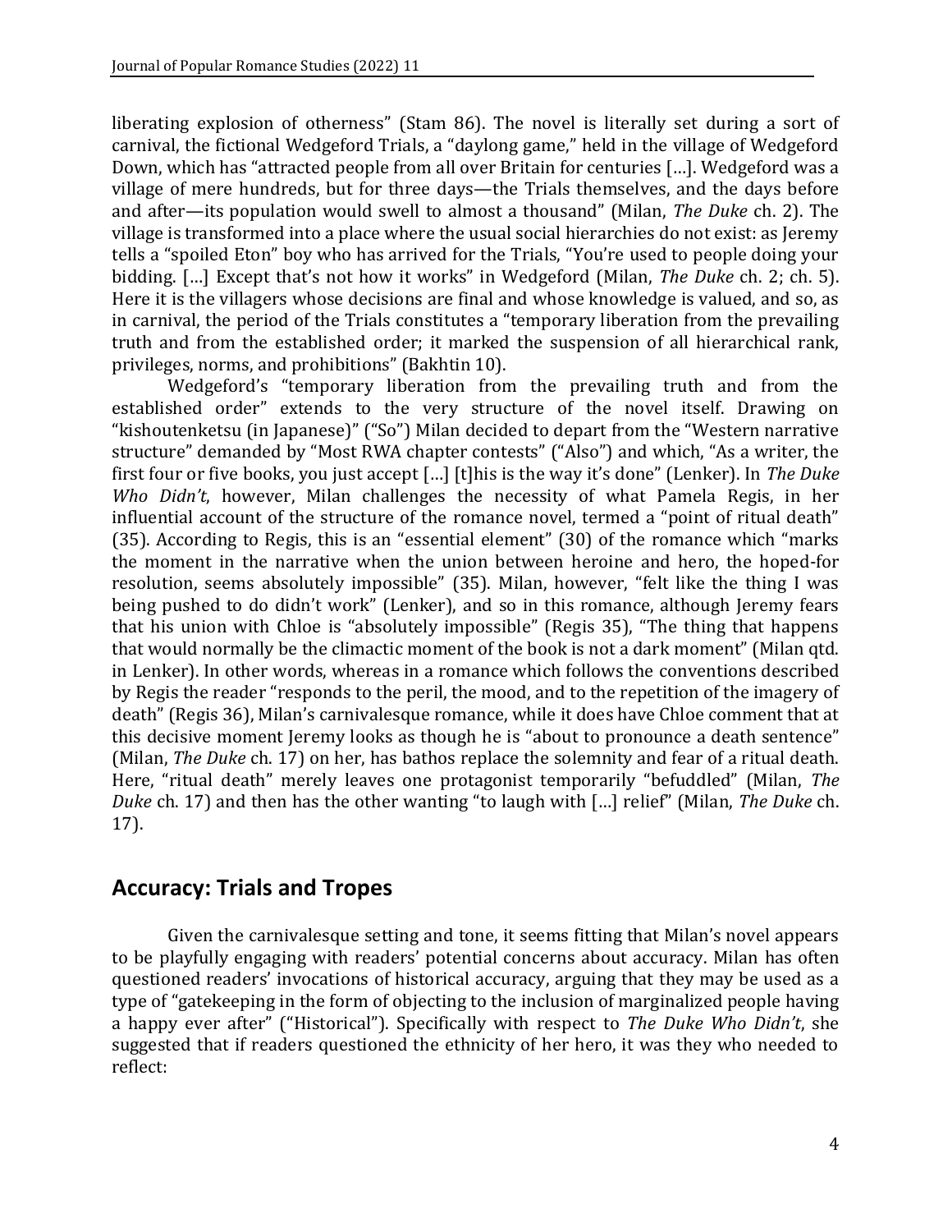liberating explosion of otherness" (Stam 86). The novel is literally set during a sort of carnival, the fictional Wedgeford Trials, a "daylong game," held in the village of Wedgeford Down, which has "attracted people from all over Britain for centuries […]. Wedgeford was a village of mere hundreds, but for three days—the Trials themselves, and the days before and after—its population would swell to almost a thousand" (Milan, *The Duke* ch. 2). The village is transformed into a place where the usual social hierarchies do not exist: as Jeremy tells a "spoiled Eton" boy who has arrived for the Trials, "You're used to people doing your bidding. […] Except that's not how it works" in Wedgeford (Milan, *The Duke* ch. 2; ch. 5). Here it is the villagers whose decisions are final and whose knowledge is valued, and so, as in carnival, the period of the Trials constitutes a "temporary liberation from the prevailing truth and from the established order; it marked the suspension of all hierarchical rank, privileges, norms, and prohibitions" (Bakhtin 10).

Wedgeford's "temporary liberation from the prevailing truth and from the established order" extends to the very structure of the novel itself. Drawing on "kishoutenketsu (in Japanese)" ("So") Milan decided to depart from the "Western narrative structure" demanded by "Most RWA chapter contests" ("Also") and which, "As a writer, the first four or five books, you just accept […] [t]his is the way it's done" (Lenker). In *The Duke Who Didn't*, however, Milan challenges the necessity of what Pamela Regis, in her influential account of the structure of the romance novel, termed a "point of ritual death" (35). According to Regis, this is an "essential element" (30) of the romance which "marks the moment in the narrative when the union between heroine and hero, the hoped-for resolution, seems absolutely impossible" (35). Milan, however, "felt like the thing I was being pushed to do didn't work" (Lenker), and so in this romance, although Jeremy fears that his union with Chloe is "absolutely impossible" (Regis 35), "The thing that happens that would normally be the climactic moment of the book is not a dark moment" (Milan qtd. in Lenker). In other words, whereas in a romance which follows the conventions described by Regis the reader "responds to the peril, the mood, and to the repetition of the imagery of death" (Regis 36), Milan's carnivalesque romance, while it does have Chloe comment that at this decisive moment Jeremy looks as though he is "about to pronounce a death sentence" (Milan, *The Duke* ch. 17) on her, has bathos replace the solemnity and fear of a ritual death. Here, "ritual death" merely leaves one protagonist temporarily "befuddled" (Milan, *The Duke* ch. 17) and then has the other wanting "to laugh with […] relief" (Milan, *The Duke* ch. 17).

## Accuracy: Trials and Tropes

Given the carnivalesque setting and tone, it seems fitting that Milan's novel appears to be playfully engaging with readers' potential concerns about accuracy. Milan has often questioned readers' invocations of historical accuracy, arguing that they may be used as a type of "gatekeeping in the form of objecting to the inclusion of marginalized people having a happy ever after" ("Historical"). Specifically with respect to *The Duke Who Didn't*, she suggested that if readers questioned the ethnicity of her hero, it was they who needed to reflect: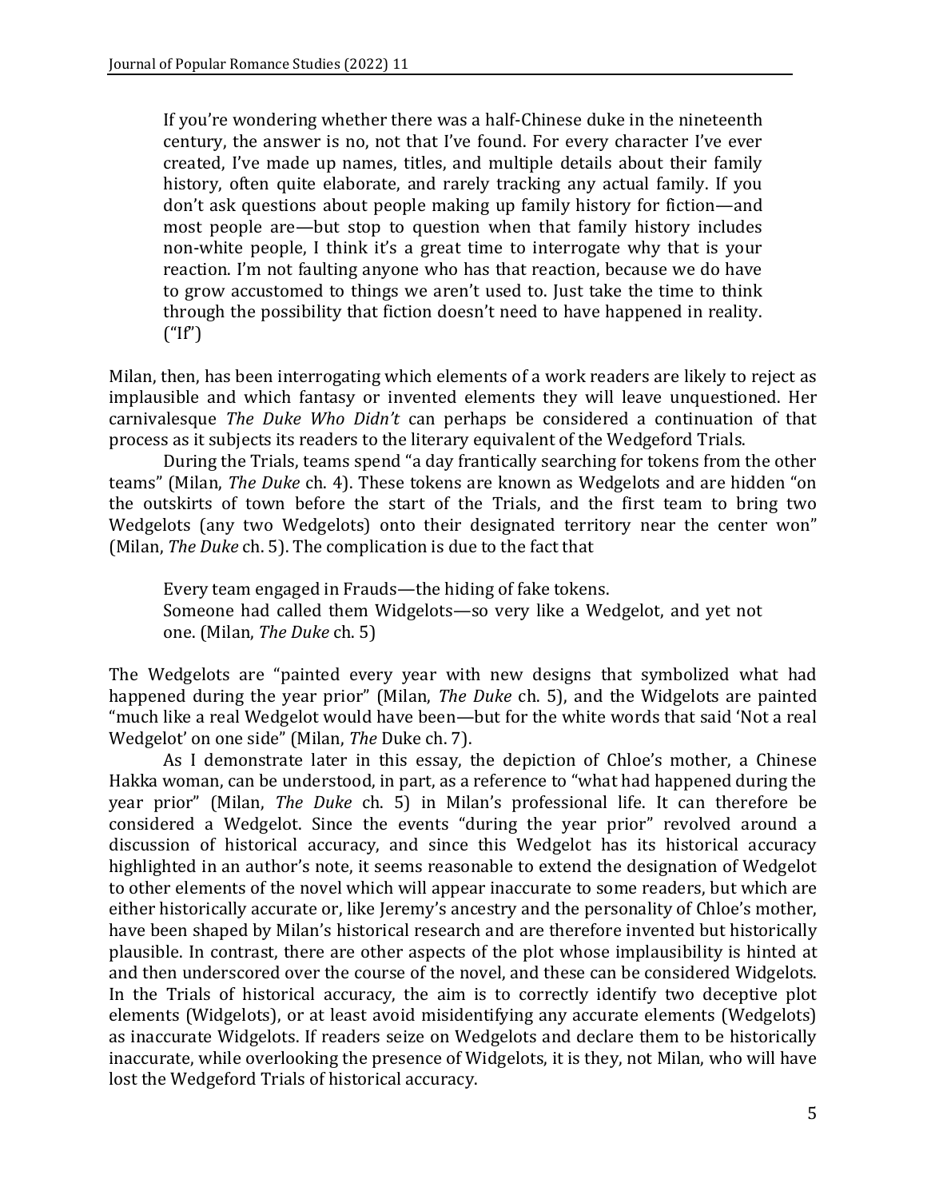> If you're wondering whether there was a half-Chinese duke in the nineteenth century, the answer is no, not that I've found. For every character I've ever created, I've made up names, titles, and multiple details about their family history, often quite elaborate, and rarely tracking any actual family. If you don't ask questions about people making up family history for fiction—and most people are—but stop to question when that family history includes non-white people, I think it's a great time to interrogate why that is your reaction. I'm not faulting anyone who has that reaction, because we do have to grow accustomed to things we aren't used to. Just take the time to think through the possibility that fiction doesn't need to have happened in reality. ("If")

Milan, then, has been interrogating which elements of a work readers are likely to reject as implausible and which fantasy or invented elements they will leave unquestioned. Her carnivalesque *The Duke Who Didn't* can perhaps be considered a continuation of that process as it subjects its readers to the literary equivalent of the Wedgeford Trials.

During the Trials, teams spend "a day frantically searching for tokens from the other teams" (Milan, *The Duke* ch. 4). These tokens are known as Wedgelots and are hidden "on the outskirts of town before the start of the Trials, and the first team to bring two Wedgelots (any two Wedgelots) onto their designated territory near the center won" (Milan, *The Duke* ch. 5). The complication is due to the fact that

> Every team engaged in Frauds—the hiding of fake tokens.
> Someone had called them Widgelots—so very like a Wedgelot, and yet not one. (Milan, *The Duke* ch. 5)

The Wedgelots are "painted every year with new designs that symbolized what had happened during the year prior" (Milan, *The Duke* ch. 5), and the Widgelots are painted "much like a real Wedgelot would have been—but for the white words that said 'Not a real Wedgelot' on one side" (Milan, *The* Duke ch. 7).

As I demonstrate later in this essay, the depiction of Chloe's mother, a Chinese Hakka woman, can be understood, in part, as a reference to "what had happened during the year prior" (Milan, *The Duke* ch. 5) in Milan's professional life. It can therefore be considered a Wedgelot. Since the events "during the year prior" revolved around a discussion of historical accuracy, and since this Wedgelot has its historical accuracy highlighted in an author's note, it seems reasonable to extend the designation of Wedgelot to other elements of the novel which will appear inaccurate to some readers, but which are either historically accurate or, like Jeremy's ancestry and the personality of Chloe's mother, have been shaped by Milan's historical research and are therefore invented but historically plausible. In contrast, there are other aspects of the plot whose implausibility is hinted at and then underscored over the course of the novel, and these can be considered Widgelots. In the Trials of historical accuracy, the aim is to correctly identify two deceptive plot elements (Widgelots), or at least avoid misidentifying any accurate elements (Wedgelots) as inaccurate Widgelots. If readers seize on Wedgelots and declare them to be historically inaccurate, while overlooking the presence of Widgelots, it is they, not Milan, who will have lost the Wedgeford Trials of historical accuracy.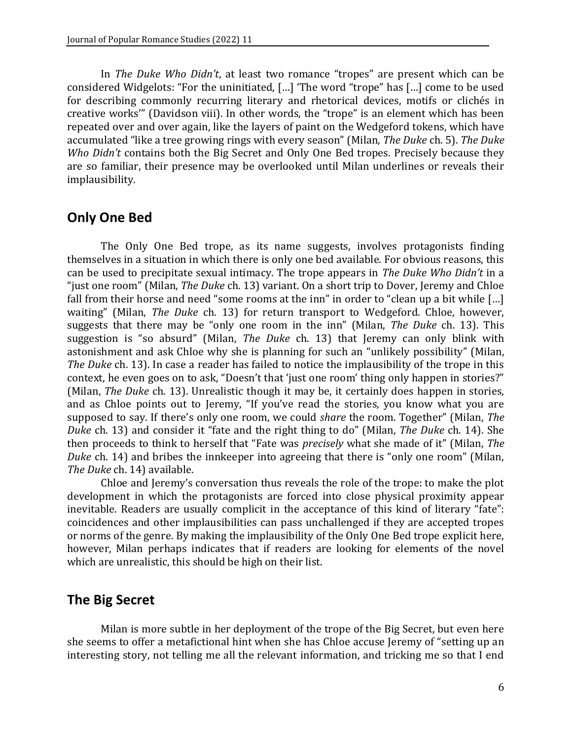In *The Duke Who Didn't*, at least two romance "tropes" are present which can be considered Widgelots: "For the uninitiated, […] 'The word "trope" has […] come to be used for describing commonly recurring literary and rhetorical devices, motifs or clichés in creative works'" (Davidson viii). In other words, the "trope" is an element which has been repeated over and over again, like the layers of paint on the Wedgeford tokens, which have accumulated "like a tree growing rings with every season" (Milan, *The Duke* ch. 5). *The Duke Who Didn't* contains both the Big Secret and Only One Bed tropes. Precisely because they are so familiar, their presence may be overlooked until Milan underlines or reveals their implausibility.

## Only One Bed

The Only One Bed trope, as its name suggests, involves protagonists finding themselves in a situation in which there is only one bed available. For obvious reasons, this can be used to precipitate sexual intimacy. The trope appears in *The Duke Who Didn't* in a "just one room" (Milan, *The Duke* ch. 13) variant. On a short trip to Dover, Jeremy and Chloe fall from their horse and need "some rooms at the inn" in order to "clean up a bit while […] waiting" (Milan, *The Duke* ch. 13) for return transport to Wedgeford. Chloe, however, suggests that there may be "only one room in the inn" (Milan, *The Duke* ch. 13). This suggestion is "so absurd" (Milan, *The Duke* ch. 13) that Jeremy can only blink with astonishment and ask Chloe why she is planning for such an "unlikely possibility" (Milan, *The Duke* ch. 13). In case a reader has failed to notice the implausibility of the trope in this context, he even goes on to ask, "Doesn't that 'just one room' thing only happen in stories?" (Milan, *The Duke* ch. 13). Unrealistic though it may be, it certainly does happen in stories, and as Chloe points out to Jeremy, "If you've read the stories, you know what you are supposed to say. If there's only one room, we could *share* the room. Together" (Milan, *The Duke* ch. 13) and consider it "fate and the right thing to do" (Milan, *The Duke* ch. 14). She then proceeds to think to herself that "Fate was *precisely* what she made of it" (Milan, *The Duke* ch. 14) and bribes the innkeeper into agreeing that there is "only one room" (Milan, *The Duke* ch. 14) available.

Chloe and Jeremy's conversation thus reveals the role of the trope: to make the plot development in which the protagonists are forced into close physical proximity appear inevitable. Readers are usually complicit in the acceptance of this kind of literary "fate": coincidences and other implausibilities can pass unchallenged if they are accepted tropes or norms of the genre. By making the implausibility of the Only One Bed trope explicit here, however, Milan perhaps indicates that if readers are looking for elements of the novel which are unrealistic, this should be high on their list.

## The Big Secret

Milan is more subtle in her deployment of the trope of the Big Secret, but even here she seems to offer a metafictional hint when she has Chloe accuse Jeremy of "setting up an interesting story, not telling me all the relevant information, and tricking me so that I end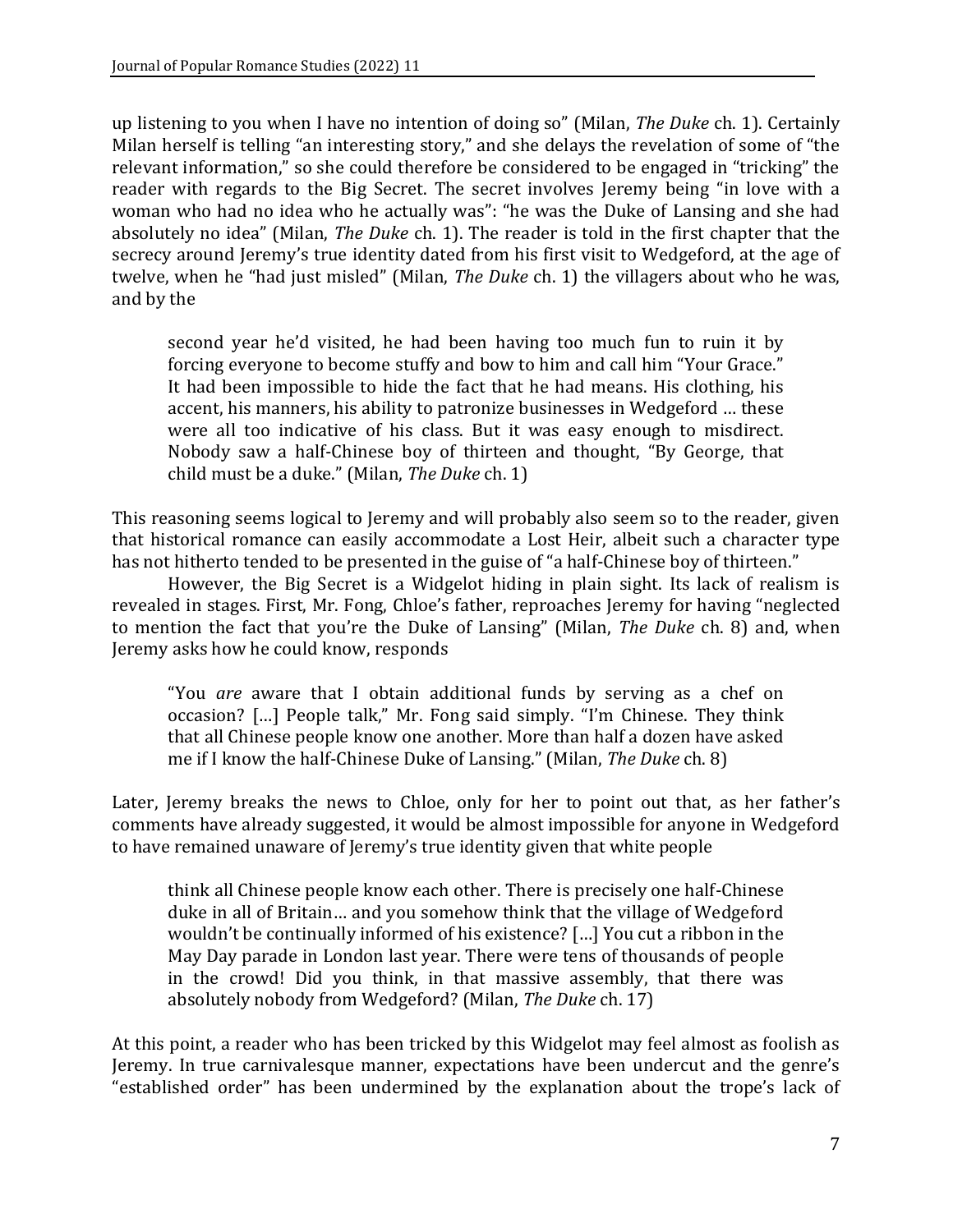up listening to you when I have no intention of doing so" (Milan, *The Duke* ch. 1). Certainly Milan herself is telling "an interesting story," and she delays the revelation of some of "the relevant information," so she could therefore be considered to be engaged in "tricking" the reader with regards to the Big Secret. The secret involves Jeremy being "in love with a woman who had no idea who he actually was": "he was the Duke of Lansing and she had absolutely no idea" (Milan, *The Duke* ch. 1). The reader is told in the first chapter that the secrecy around Jeremy's true identity dated from his first visit to Wedgeford, at the age of twelve, when he "had just misled" (Milan, *The Duke* ch. 1) the villagers about who he was, and by the

> second year he'd visited, he had been having too much fun to ruin it by forcing everyone to become stuffy and bow to him and call him "Your Grace." It had been impossible to hide the fact that he had means. His clothing, his accent, his manners, his ability to patronize businesses in Wedgeford … these were all too indicative of his class. But it was easy enough to misdirect. Nobody saw a half-Chinese boy of thirteen and thought, "By George, that child must be a duke." (Milan, *The Duke* ch. 1)

This reasoning seems logical to Jeremy and will probably also seem so to the reader, given that historical romance can easily accommodate a Lost Heir, albeit such a character type has not hitherto tended to be presented in the guise of "a half-Chinese boy of thirteen."

However, the Big Secret is a Widgelot hiding in plain sight. Its lack of realism is revealed in stages. First, Mr. Fong, Chloe's father, reproaches Jeremy for having "neglected to mention the fact that you're the Duke of Lansing" (Milan, *The Duke* ch. 8) and, when Jeremy asks how he could know, responds

> "You *are* aware that I obtain additional funds by serving as a chef on occasion? […] People talk," Mr. Fong said simply. "I'm Chinese. They think that all Chinese people know one another. More than half a dozen have asked me if I know the half-Chinese Duke of Lansing." (Milan, *The Duke* ch. 8)

Later, Jeremy breaks the news to Chloe, only for her to point out that, as her father's comments have already suggested, it would be almost impossible for anyone in Wedgeford to have remained unaware of Jeremy's true identity given that white people

> think all Chinese people know each other. There is precisely one half-Chinese duke in all of Britain… and you somehow think that the village of Wedgeford wouldn't be continually informed of his existence? […] You cut a ribbon in the May Day parade in London last year. There were tens of thousands of people in the crowd! Did you think, in that massive assembly, that there was absolutely nobody from Wedgeford? (Milan, *The Duke* ch. 17)

At this point, a reader who has been tricked by this Widgelot may feel almost as foolish as Jeremy. In true carnivalesque manner, expectations have been undercut and the genre's "established order" has been undermined by the explanation about the trope's lack of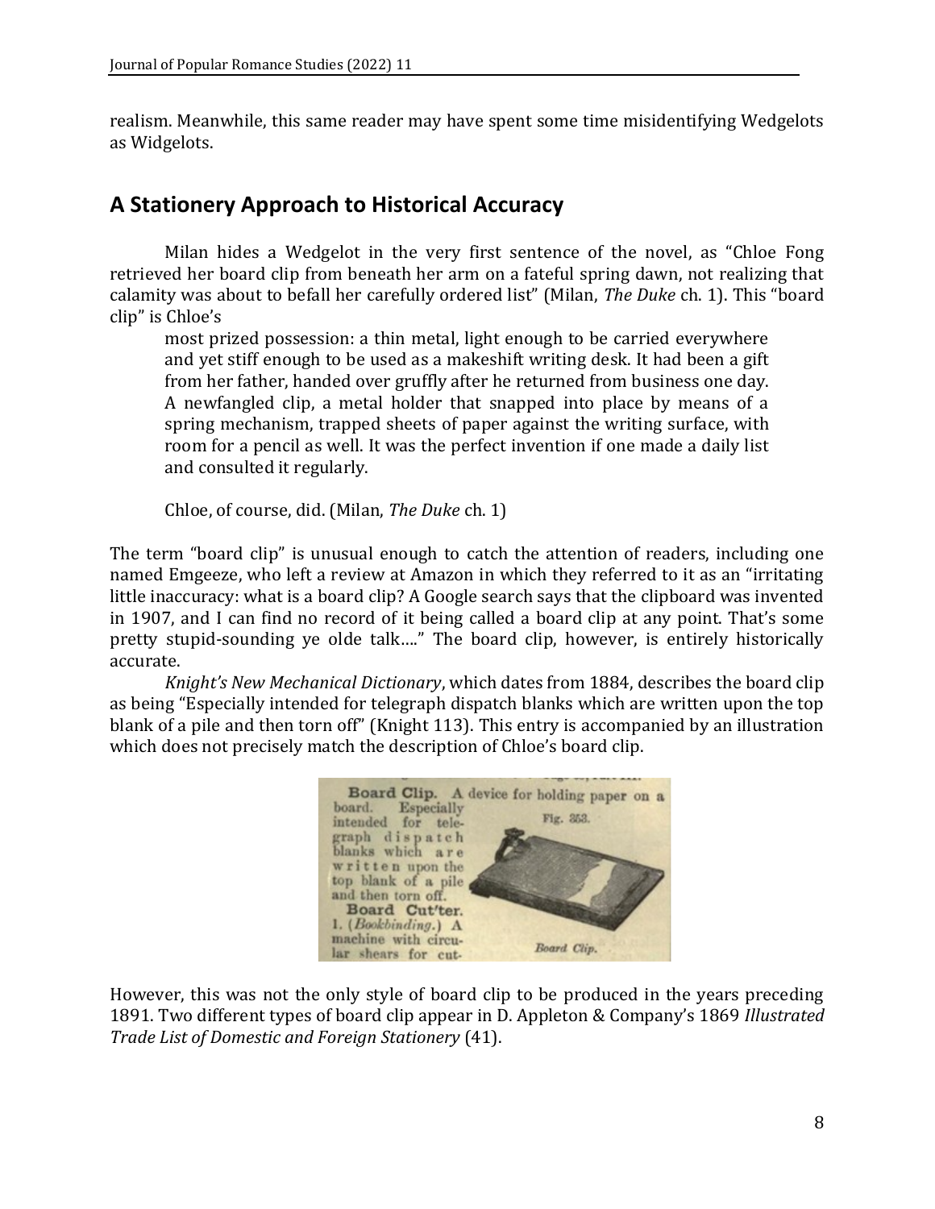realism. Meanwhile, this same reader may have spent some time misidentifying Wedgelots as Widgelots.

## A Stationery Approach to Historical Accuracy

Milan hides a Wedgelot in the very first sentence of the novel, as "Chloe Fong retrieved her board clip from beneath her arm on a fateful spring dawn, not realizing that calamity was about to befall her carefully ordered list" (Milan, *The Duke* ch. 1). This "board clip" is Chloe's

> most prized possession: a thin metal, light enough to be carried everywhere and yet stiff enough to be used as a makeshift writing desk. It had been a gift from her father, handed over gruffly after he returned from business one day. A newfangled clip, a metal holder that snapped into place by means of a spring mechanism, trapped sheets of paper against the writing surface, with room for a pencil as well. It was the perfect invention if one made a daily list and consulted it regularly.
>
> Chloe, of course, did. (Milan, *The Duke* ch. 1)

The term "board clip" is unusual enough to catch the attention of readers, including one named Emgeeze, who left a review at Amazon in which they referred to it as an "irritating little inaccuracy: what is a board clip? A Google search says that the clipboard was invented in 1907, and I can find no record of it being called a board clip at any point. That's some pretty stupid-sounding ye olde talk…." The board clip, however, is entirely historically accurate.

*Knight's New Mechanical Dictionary*, which dates from 1884, describes the board clip as being "Especially intended for telegraph dispatch blanks which are written upon the top blank of a pile and then torn off" (Knight 113). This entry is accompanied by an illustration which does not precisely match the description of Chloe's board clip.

**Board Clip.** A device for holding paper on a board. Especially intended for telegraph dispatch blanks which are written upon the top blank of a pile and then torn off.

**Board Cut'ter.** 1. (*Bookbinding.*) A machine with circular shears for cut-

Fig. 353.

*Board Clip.*

However, this was not the only style of board clip to be produced in the years preceding 1891. Two different types of board clip appear in D. Appleton & Company's 1869 *Illustrated Trade List of Domestic and Foreign Stationery* (41).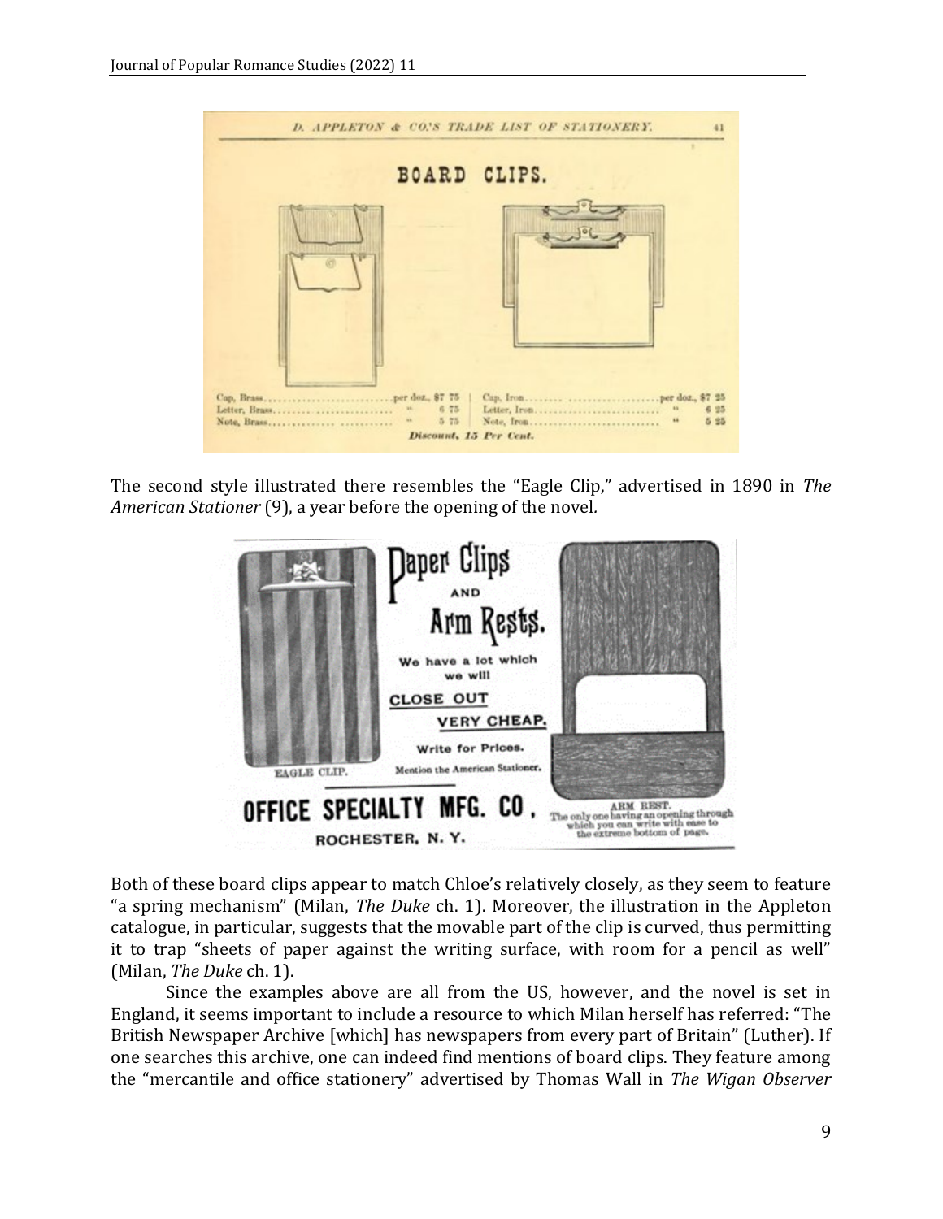The second style illustrated there resembles the "Eagle Clip," advertised in 1890 in *The American Stationer* (9), a year before the opening of the novel.

Both of these board clips appear to match Chloe's relatively closely, as they seem to feature "a spring mechanism" (Milan, *The Duke* ch. 1). Moreover, the illustration in the Appleton catalogue, in particular, suggests that the movable part of the clip is curved, thus permitting it to trap "sheets of paper against the writing surface, with room for a pencil as well" (Milan, *The Duke* ch. 1).

Since the examples above are all from the US, however, and the novel is set in England, it seems important to include a resource to which Milan herself has referred: "The British Newspaper Archive [which] has newspapers from every part of Britain" (Luther). If one searches this archive, one can indeed find mentions of board clips. They feature among the "mercantile and office stationery" advertised by Thomas Wall in *The Wigan Observer*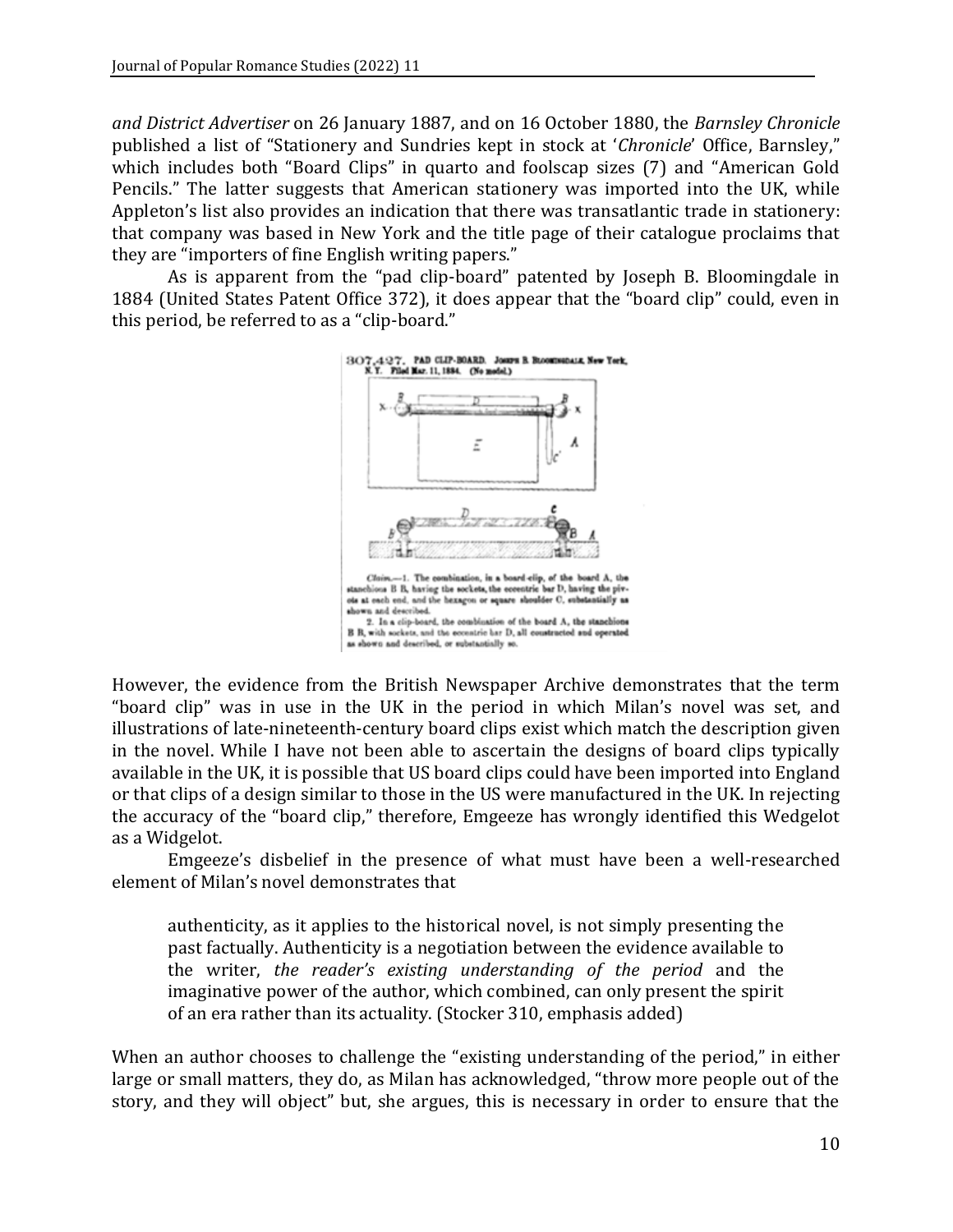*and District Advertiser* on 26 January 1887, and on 16 October 1880, the *Barnsley Chronicle* published a list of "Stationery and Sundries kept in stock at '*Chronicle*' Office, Barnsley," which includes both "Board Clips" in quarto and foolscap sizes (7) and "American Gold Pencils." The latter suggests that American stationery was imported into the UK, while Appleton's list also provides an indication that there was transatlantic trade in stationery: that company was based in New York and the title page of their catalogue proclaims that they are "importers of fine English writing papers."

As is apparent from the "pad clip-board" patented by Joseph B. Bloomingdale in 1884 (United States Patent Office 372), it does appear that the "board clip" could, even in this period, be referred to as a "clip-board."

However, the evidence from the British Newspaper Archive demonstrates that the term "board clip" was in use in the UK in the period in which Milan's novel was set, and illustrations of late-nineteenth-century board clips exist which match the description given in the novel. While I have not been able to ascertain the designs of board clips typically available in the UK, it is possible that US board clips could have been imported into England or that clips of a design similar to those in the US were manufactured in the UK. In rejecting the accuracy of the "board clip," therefore, Emgeeze has wrongly identified this Wedgelot as a Widgelot.

Emgeeze's disbelief in the presence of what must have been a well-researched element of Milan's novel demonstrates that

> authenticity, as it applies to the historical novel, is not simply presenting the past factually. Authenticity is a negotiation between the evidence available to the writer, *the reader's existing understanding of the period* and the imaginative power of the author, which combined, can only present the spirit of an era rather than its actuality. (Stocker 310, emphasis added)

When an author chooses to challenge the "existing understanding of the period," in either large or small matters, they do, as Milan has acknowledged, "throw more people out of the story, and they will object" but, she argues, this is necessary in order to ensure that the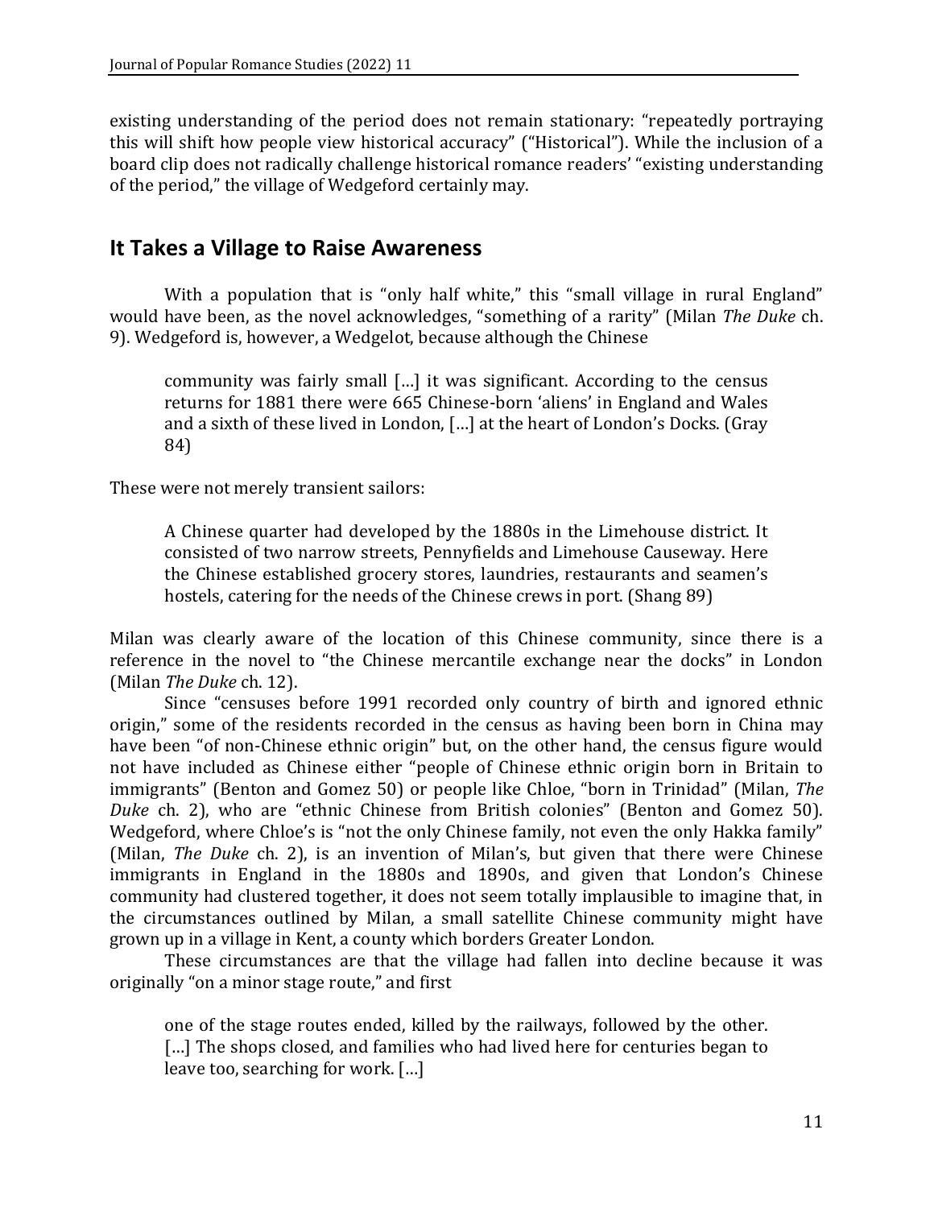existing understanding of the period does not remain stationary: "repeatedly portraying this will shift how people view historical accuracy" ("Historical"). While the inclusion of a board clip does not radically challenge historical romance readers' "existing understanding of the period," the village of Wedgeford certainly may.

## It Takes a Village to Raise Awareness

With a population that is "only half white," this "small village in rural England" would have been, as the novel acknowledges, "something of a rarity" (Milan *The Duke* ch. 9). Wedgeford is, however, a Wedgelot, because although the Chinese

> community was fairly small […] it was significant. According to the census returns for 1881 there were 665 Chinese-born 'aliens' in England and Wales and a sixth of these lived in London, […] at the heart of London's Docks. (Gray 84)

These were not merely transient sailors:

> A Chinese quarter had developed by the 1880s in the Limehouse district. It consisted of two narrow streets, Pennyfields and Limehouse Causeway. Here the Chinese established grocery stores, laundries, restaurants and seamen's hostels, catering for the needs of the Chinese crews in port. (Shang 89)

Milan was clearly aware of the location of this Chinese community, since there is a reference in the novel to "the Chinese mercantile exchange near the docks" in London (Milan *The Duke* ch. 12).

Since "censuses before 1991 recorded only country of birth and ignored ethnic origin," some of the residents recorded in the census as having been born in China may have been "of non-Chinese ethnic origin" but, on the other hand, the census figure would not have included as Chinese either "people of Chinese ethnic origin born in Britain to immigrants" (Benton and Gomez 50) or people like Chloe, "born in Trinidad" (Milan, *The Duke* ch. 2), who are "ethnic Chinese from British colonies" (Benton and Gomez 50). Wedgeford, where Chloe's is "not the only Chinese family, not even the only Hakka family" (Milan, *The Duke* ch. 2), is an invention of Milan's, but given that there were Chinese immigrants in England in the 1880s and 1890s, and given that London's Chinese community had clustered together, it does not seem totally implausible to imagine that, in the circumstances outlined by Milan, a small satellite Chinese community might have grown up in a village in Kent, a county which borders Greater London.

These circumstances are that the village had fallen into decline because it was originally "on a minor stage route," and first

> one of the stage routes ended, killed by the railways, followed by the other. […] The shops closed, and families who had lived here for centuries began to leave too, searching for work. […]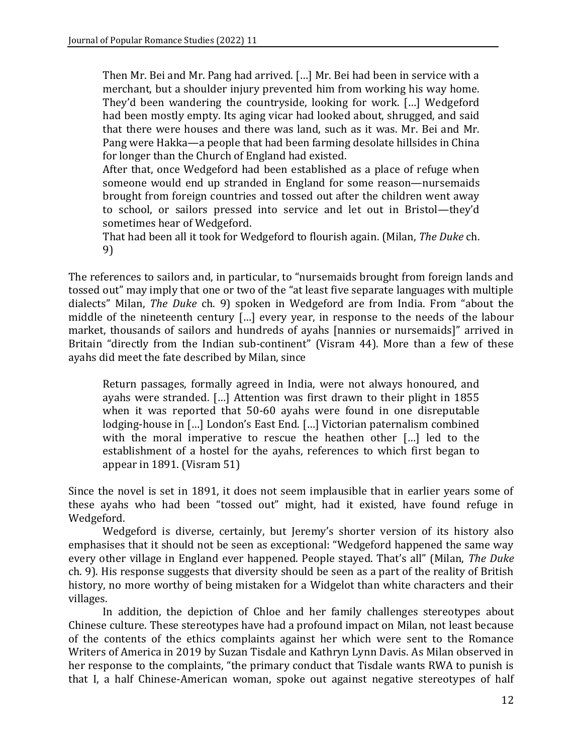> Then Mr. Bei and Mr. Pang had arrived. […] Mr. Bei had been in service with a merchant, but a shoulder injury prevented him from working his way home. They'd been wandering the countryside, looking for work. […] Wedgeford had been mostly empty. Its aging vicar had looked about, shrugged, and said that there were houses and there was land, such as it was. Mr. Bei and Mr. Pang were Hakka—a people that had been farming desolate hillsides in China for longer than the Church of England had existed.
>
> After that, once Wedgeford had been established as a place of refuge when someone would end up stranded in England for some reason—nursemaids brought from foreign countries and tossed out after the children went away to school, or sailors pressed into service and let out in Bristol—they'd sometimes hear of Wedgeford.
>
> That had been all it took for Wedgeford to flourish again. (Milan, *The Duke* ch. 9)

The references to sailors and, in particular, to "nursemaids brought from foreign lands and tossed out" may imply that one or two of the "at least five separate languages with multiple dialects" Milan, *The Duke* ch. 9) spoken in Wedgeford are from India. From "about the middle of the nineteenth century […] every year, in response to the needs of the labour market, thousands of sailors and hundreds of ayahs [nannies or nursemaids]" arrived in Britain "directly from the Indian sub-continent" (Visram 44). More than a few of these ayahs did meet the fate described by Milan, since

> Return passages, formally agreed in India, were not always honoured, and ayahs were stranded. […] Attention was first drawn to their plight in 1855 when it was reported that 50-60 ayahs were found in one disreputable lodging-house in […] London's East End. […] Victorian paternalism combined with the moral imperative to rescue the heathen other […] led to the establishment of a hostel for the ayahs, references to which first began to appear in 1891. (Visram 51)

Since the novel is set in 1891, it does not seem implausible that in earlier years some of these ayahs who had been "tossed out" might, had it existed, have found refuge in Wedgeford.

Wedgeford is diverse, certainly, but Jeremy's shorter version of its history also emphasises that it should not be seen as exceptional: "Wedgeford happened the same way every other village in England ever happened. People stayed. That's all" (Milan, *The Duke* ch. 9). His response suggests that diversity should be seen as a part of the reality of British history, no more worthy of being mistaken for a Widgelot than white characters and their villages.

In addition, the depiction of Chloe and her family challenges stereotypes about Chinese culture. These stereotypes have had a profound impact on Milan, not least because of the contents of the ethics complaints against her which were sent to the Romance Writers of America in 2019 by Suzan Tisdale and Kathryn Lynn Davis. As Milan observed in her response to the complaints, "the primary conduct that Tisdale wants RWA to punish is that I, a half Chinese-American woman, spoke out against negative stereotypes of half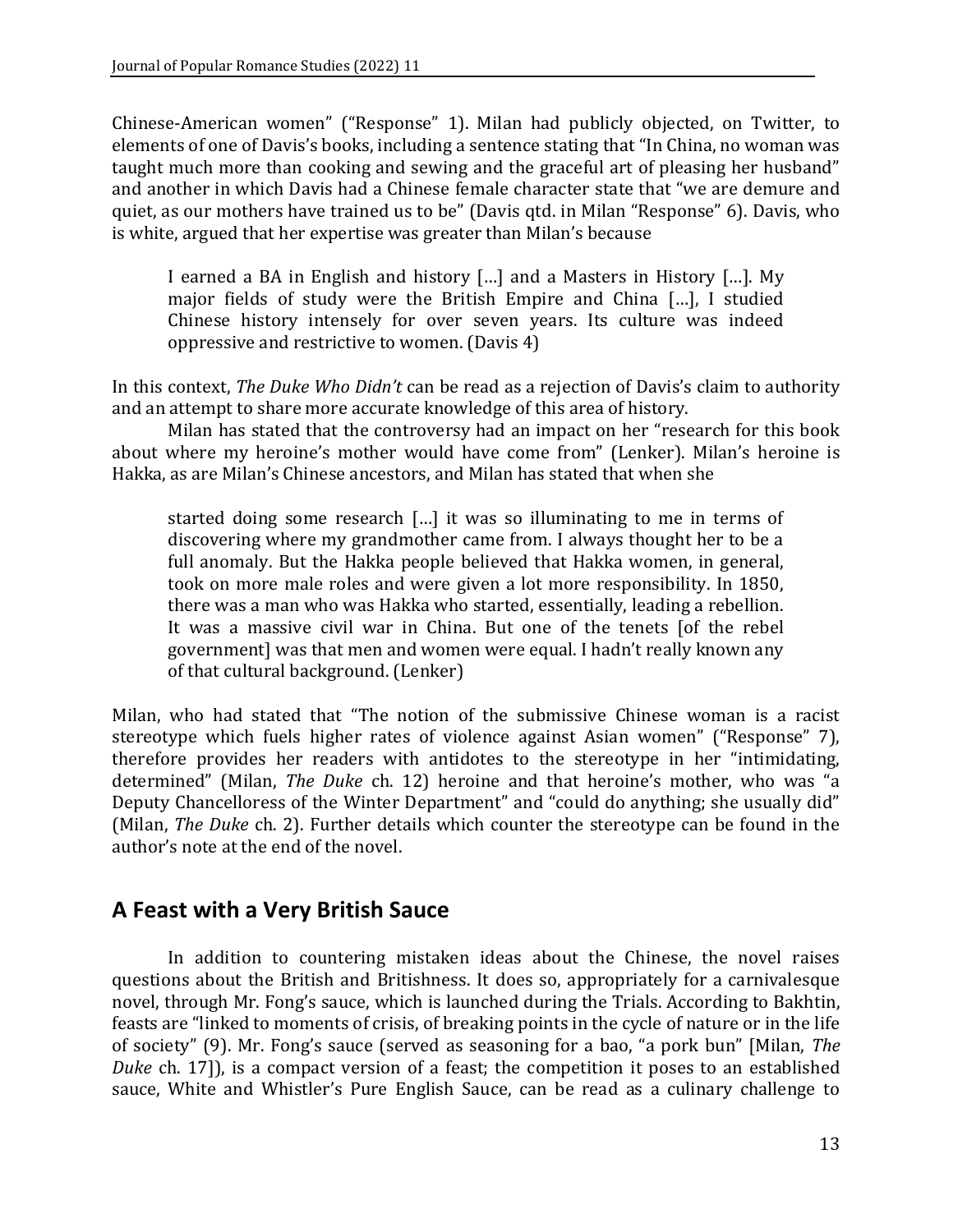Chinese-American women" ("Response" 1). Milan had publicly objected, on Twitter, to elements of one of Davis's books, including a sentence stating that "In China, no woman was taught much more than cooking and sewing and the graceful art of pleasing her husband" and another in which Davis had a Chinese female character state that "we are demure and quiet, as our mothers have trained us to be" (Davis qtd. in Milan "Response" 6). Davis, who is white, argued that her expertise was greater than Milan's because

> I earned a BA in English and history […] and a Masters in History […]. My major fields of study were the British Empire and China […], I studied Chinese history intensely for over seven years. Its culture was indeed oppressive and restrictive to women. (Davis 4)

In this context, *The Duke Who Didn't* can be read as a rejection of Davis's claim to authority and an attempt to share more accurate knowledge of this area of history.

Milan has stated that the controversy had an impact on her "research for this book about where my heroine's mother would have come from" (Lenker). Milan's heroine is Hakka, as are Milan's Chinese ancestors, and Milan has stated that when she

> started doing some research […] it was so illuminating to me in terms of discovering where my grandmother came from. I always thought her to be a full anomaly. But the Hakka people believed that Hakka women, in general, took on more male roles and were given a lot more responsibility. In 1850, there was a man who was Hakka who started, essentially, leading a rebellion. It was a massive civil war in China. But one of the tenets [of the rebel government] was that men and women were equal. I hadn't really known any of that cultural background. (Lenker)

Milan, who had stated that "The notion of the submissive Chinese woman is a racist stereotype which fuels higher rates of violence against Asian women" ("Response" 7), therefore provides her readers with antidotes to the stereotype in her "intimidating, determined" (Milan, *The Duke* ch. 12) heroine and that heroine's mother, who was "a Deputy Chancelloress of the Winter Department" and "could do anything; she usually did" (Milan, *The Duke* ch. 2). Further details which counter the stereotype can be found in the author's note at the end of the novel.

## A Feast with a Very British Sauce

In addition to countering mistaken ideas about the Chinese, the novel raises questions about the British and Britishness. It does so, appropriately for a carnivalesque novel, through Mr. Fong's sauce, which is launched during the Trials. According to Bakhtin, feasts are "linked to moments of crisis, of breaking points in the cycle of nature or in the life of society" (9). Mr. Fong's sauce (served as seasoning for a bao, "a pork bun" [Milan, *The Duke* ch. 17]), is a compact version of a feast; the competition it poses to an established sauce, White and Whistler's Pure English Sauce, can be read as a culinary challenge to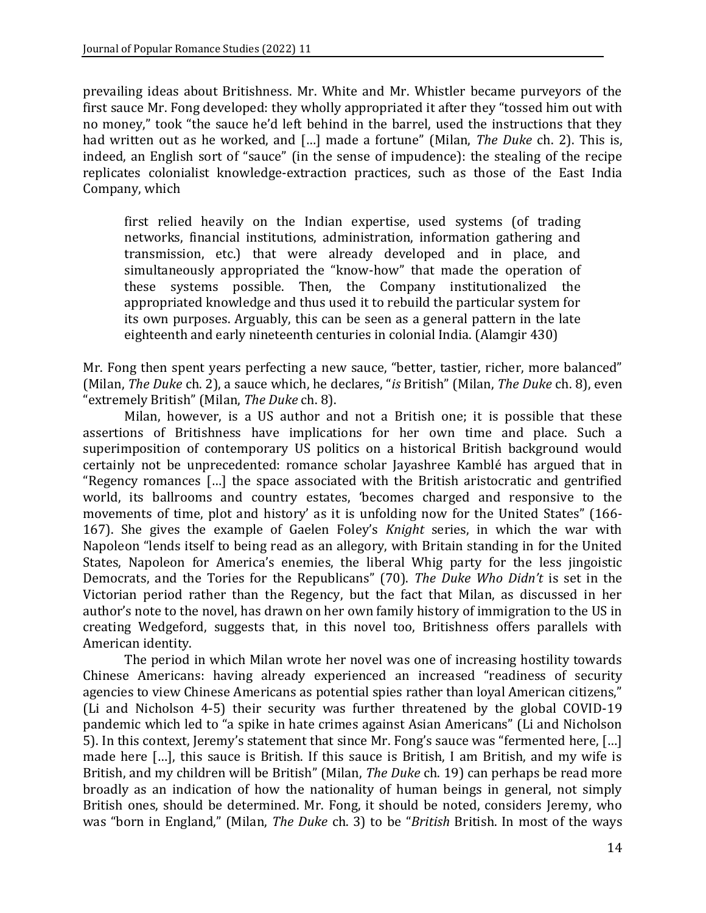prevailing ideas about Britishness. Mr. White and Mr. Whistler became purveyors of the first sauce Mr. Fong developed: they wholly appropriated it after they "tossed him out with no money," took "the sauce he'd left behind in the barrel, used the instructions that they had written out as he worked, and […] made a fortune" (Milan, *The Duke* ch. 2). This is, indeed, an English sort of "sauce" (in the sense of impudence): the stealing of the recipe replicates colonialist knowledge-extraction practices, such as those of the East India Company, which

> first relied heavily on the Indian expertise, used systems (of trading networks, financial institutions, administration, information gathering and transmission, etc.) that were already developed and in place, and simultaneously appropriated the "know-how" that made the operation of these systems possible. Then, the Company institutionalized the appropriated knowledge and thus used it to rebuild the particular system for its own purposes. Arguably, this can be seen as a general pattern in the late eighteenth and early nineteenth centuries in colonial India. (Alamgir 430)

Mr. Fong then spent years perfecting a new sauce, "better, tastier, richer, more balanced" (Milan, *The Duke* ch. 2), a sauce which, he declares, "*is* British" (Milan, *The Duke* ch. 8), even "extremely British" (Milan, *The Duke* ch. 8).

Milan, however, is a US author and not a British one; it is possible that these assertions of Britishness have implications for her own time and place. Such a superimposition of contemporary US politics on a historical British background would certainly not be unprecedented: romance scholar Jayashree Kamblé has argued that in "Regency romances […] the space associated with the British aristocratic and gentrified world, its ballrooms and country estates, 'becomes charged and responsive to the movements of time, plot and history' as it is unfolding now for the United States" (166-167). She gives the example of Gaelen Foley's *Knight* series, in which the war with Napoleon "lends itself to being read as an allegory, with Britain standing in for the United States, Napoleon for America's enemies, the liberal Whig party for the less jingoistic Democrats, and the Tories for the Republicans" (70). *The Duke Who Didn't* is set in the Victorian period rather than the Regency, but the fact that Milan, as discussed in her author's note to the novel, has drawn on her own family history of immigration to the US in creating Wedgeford, suggests that, in this novel too, Britishness offers parallels with American identity.

The period in which Milan wrote her novel was one of increasing hostility towards Chinese Americans: having already experienced an increased "readiness of security agencies to view Chinese Americans as potential spies rather than loyal American citizens," (Li and Nicholson 4-5) their security was further threatened by the global COVID-19 pandemic which led to "a spike in hate crimes against Asian Americans" (Li and Nicholson 5). In this context, Jeremy's statement that since Mr. Fong's sauce was "fermented here, […] made here […], this sauce is British. If this sauce is British, I am British, and my wife is British, and my children will be British" (Milan, *The Duke* ch. 19) can perhaps be read more broadly as an indication of how the nationality of human beings in general, not simply British ones, should be determined. Mr. Fong, it should be noted, considers Jeremy, who was "born in England," (Milan, *The Duke* ch. 3) to be "*British* British. In most of the ways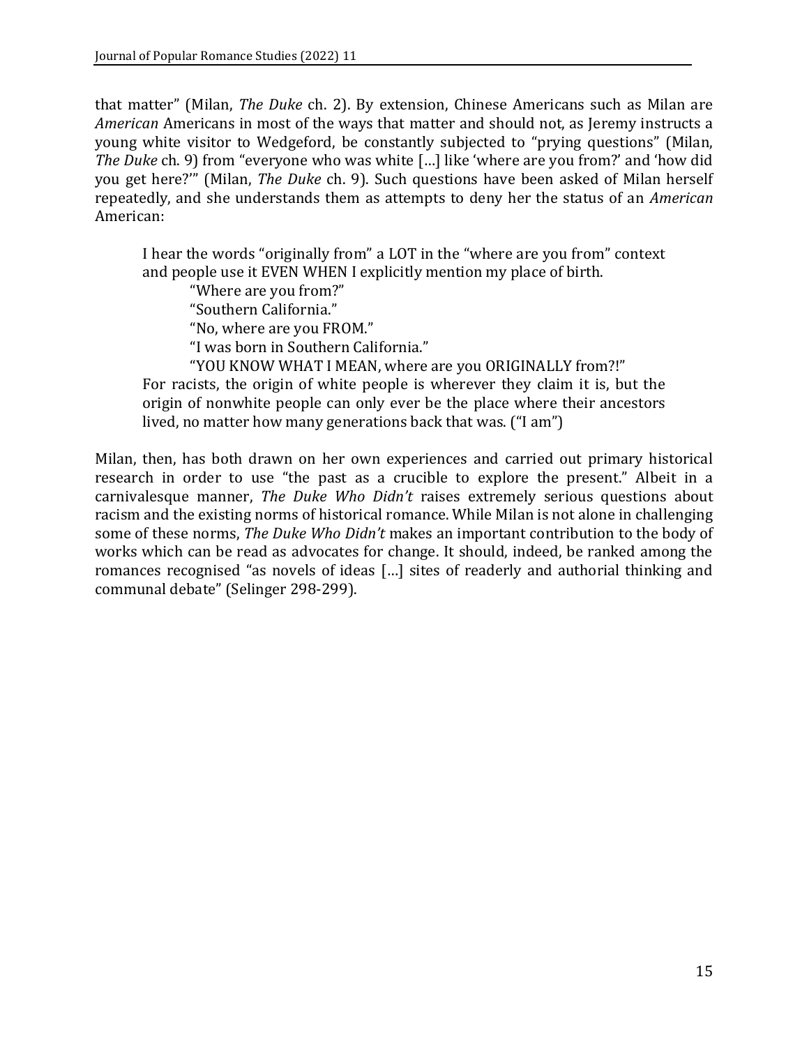that matter" (Milan, *The Duke* ch. 2). By extension, Chinese Americans such as Milan are *American* Americans in most of the ways that matter and should not, as Jeremy instructs a young white visitor to Wedgeford, be constantly subjected to "prying questions" (Milan, *The Duke* ch. 9) from "everyone who was white […] like 'where are you from?' and 'how did you get here?'" (Milan, *The Duke* ch. 9). Such questions have been asked of Milan herself repeatedly, and she understands them as attempts to deny her the status of an *American* American:

> I hear the words "originally from" a LOT in the "where are you from" context and people use it EVEN WHEN I explicitly mention my place of birth.
>
> "Where are you from?"
>
> "Southern California."
>
> "No, where are you FROM."
>
> "I was born in Southern California."
>
> "YOU KNOW WHAT I MEAN, where are you ORIGINALLY from?!"
>
> For racists, the origin of white people is wherever they claim it is, but the origin of nonwhite people can only ever be the place where their ancestors lived, no matter how many generations back that was. ("I am")

Milan, then, has both drawn on her own experiences and carried out primary historical research in order to use "the past as a crucible to explore the present." Albeit in a carnivalesque manner, *The Duke Who Didn't* raises extremely serious questions about racism and the existing norms of historical romance. While Milan is not alone in challenging some of these norms, *The Duke Who Didn't* makes an important contribution to the body of works which can be read as advocates for change. It should, indeed, be ranked among the romances recognised "as novels of ideas […] sites of readerly and authorial thinking and communal debate" (Selinger 298-299).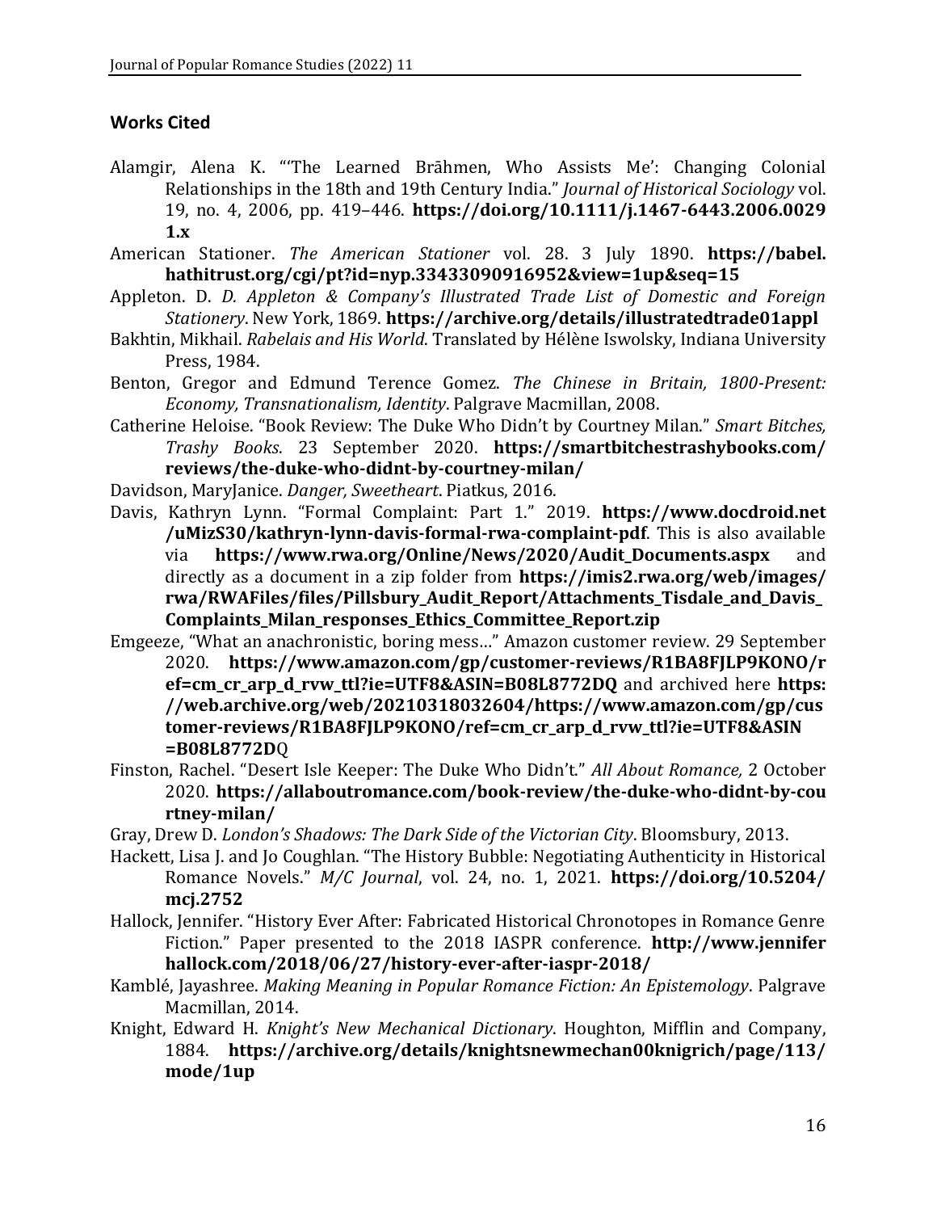## Works Cited

Alamgir, Alena K. "'The Learned Brāhmen, Who Assists Me': Changing Colonial Relationships in the 18th and 19th Century India." *Journal of Historical Sociology* vol. 19, no. 4, 2006, pp. 419–446. **https://doi.org/10.1111/j.1467-6443.2006.00291.x**

American Stationer. *The American Stationer* vol. 28. 3 July 1890. **https://babel.hathitrust.org/cgi/pt?id=nyp.33433090916952&view=1up&seq=15**

Appleton. D. *D. Appleton & Company's Illustrated Trade List of Domestic and Foreign Stationery*. New York, 1869. **https://archive.org/details/illustratedtrade01appl**

Bakhtin, Mikhail. *Rabelais and His World*. Translated by Hélène Iswolsky, Indiana University Press, 1984.

Benton, Gregor and Edmund Terence Gomez. *The Chinese in Britain, 1800-Present: Economy, Transnationalism, Identity*. Palgrave Macmillan, 2008.

Catherine Heloise. "Book Review: The Duke Who Didn't by Courtney Milan." *Smart Bitches, Trashy Books*. 23 September 2020. **https://smartbitchestrashybooks.com/reviews/the-duke-who-didnt-by-courtney-milan/**

Davidson, MaryJanice. *Danger, Sweetheart*. Piatkus, 2016.

Davis, Kathryn Lynn. "Formal Complaint: Part 1." 2019. **https://www.docdroid.net/uMizS30/kathryn-lynn-davis-formal-rwa-complaint-pdf**. This is also available via **https://www.rwa.org/Online/News/2020/Audit_Documents.aspx** and directly as a document in a zip folder from **https://imis2.rwa.org/web/images/rwa/RWAFiles/files/Pillsbury_Audit_Report/Attachments_Tisdale_and_Davis_Complaints_Milan_responses_Ethics_Committee_Report.zip**

Emgeeze, "What an anachronistic, boring mess…" Amazon customer review. 29 September 2020. **https://www.amazon.com/gp/customer-reviews/R1BA8FJLP9KONO/ref=cm_cr_arp_d_rvw_ttl?ie=UTF8&ASIN=B08L8772DQ** and archived here **https://web.archive.org/web/20210318032604/https://www.amazon.com/gp/customer-reviews/R1BA8FJLP9KONO/ref=cm_cr_arp_d_rvw_ttl?ie=UTF8&ASIN=B08L8772D**Q

Finston, Rachel. "Desert Isle Keeper: The Duke Who Didn't." *All About Romance,* 2 October 2020. **https://allaboutromance.com/book-review/the-duke-who-didnt-by-courtney-milan/**

Gray, Drew D. *London's Shadows: The Dark Side of the Victorian City*. Bloomsbury, 2013.

Hackett, Lisa J. and Jo Coughlan. "The History Bubble: Negotiating Authenticity in Historical Romance Novels." *M/C Journal*, vol. 24, no. 1, 2021. **https://doi.org/10.5204/mcj.2752**

Hallock, Jennifer. "History Ever After: Fabricated Historical Chronotopes in Romance Genre Fiction." Paper presented to the 2018 IASPR conference. **http://www.jenniferhallock.com/2018/06/27/history-ever-after-iaspr-2018/**

Kamblé, Jayashree. *Making Meaning in Popular Romance Fiction: An Epistemology*. Palgrave Macmillan, 2014.

Knight, Edward H. *Knight's New Mechanical Dictionary*. Houghton, Mifflin and Company, 1884. **https://archive.org/details/knightsnewmechan00knigrich/page/113/mode/1up**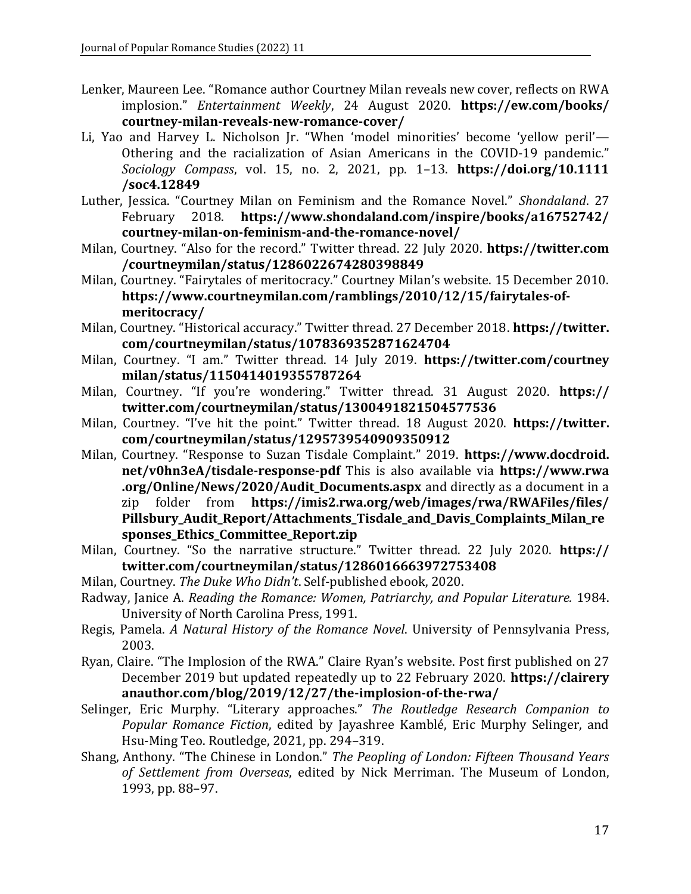Lenker, Maureen Lee. "Romance author Courtney Milan reveals new cover, reflects on RWA implosion." *Entertainment Weekly*, 24 August 2020. **https://ew.com/books/courtney-milan-reveals-new-romance-cover/**

Li, Yao and Harvey L. Nicholson Jr. "When 'model minorities' become 'yellow peril'—Othering and the racialization of Asian Americans in the COVID-19 pandemic." *Sociology Compass*, vol. 15, no. 2, 2021, pp. 1–13. **https://doi.org/10.1111/soc4.12849**

Luther, Jessica. "Courtney Milan on Feminism and the Romance Novel." *Shondaland*. 27 February 2018. **https://www.shondaland.com/inspire/books/a16752742/courtney-milan-on-feminism-and-the-romance-novel/**

Milan, Courtney. "Also for the record." Twitter thread. 22 July 2020. **https://twitter.com/courtneymilan/status/1286022674280398849**

Milan, Courtney. "Fairytales of meritocracy." Courtney Milan's website. 15 December 2010. **https://www.courtneymilan.com/ramblings/2010/12/15/fairytales-of-meritocracy/**

Milan, Courtney. "Historical accuracy." Twitter thread. 27 December 2018. **https://twitter.com/courtneymilan/status/1078369352871624704**

Milan, Courtney. "I am." Twitter thread. 14 July 2019. **https://twitter.com/courtneymilan/status/1150414019355787264**

Milan, Courtney. "If you're wondering." Twitter thread. 31 August 2020. **https://twitter.com/courtneymilan/status/1300491821504577536**

Milan, Courtney. "I've hit the point." Twitter thread. 18 August 2020. **https://twitter.com/courtneymilan/status/1295739540909350912**

Milan, Courtney. "Response to Suzan Tisdale Complaint." 2019. **https://www.docdroid.net/v0hn3eA/tisdale-response-pdf** This is also available via **https://www.rwa.org/Online/News/2020/Audit_Documents.aspx** and directly as a document in a zip folder from **https://imis2.rwa.org/web/images/rwa/RWAFiles/files/Pillsbury_Audit_Report/Attachments_Tisdale_and_Davis_Complaints_Milan_responses_Ethics_Committee_Report.zip**

Milan, Courtney. "So the narrative structure." Twitter thread. 22 July 2020. **https://twitter.com/courtneymilan/status/1286016663972753408**

Milan, Courtney. *The Duke Who Didn't*. Self-published ebook, 2020.

Radway, Janice A. *Reading the Romance: Women, Patriarchy, and Popular Literature.* 1984. University of North Carolina Press, 1991.

Regis, Pamela. *A Natural History of the Romance Novel*. University of Pennsylvania Press, 2003.

Ryan, Claire. "The Implosion of the RWA." Claire Ryan's website. Post first published on 27 December 2019 but updated repeatedly up to 22 February 2020. **https://claireryanauthor.com/blog/2019/12/27/the-implosion-of-the-rwa/**

Selinger, Eric Murphy. "Literary approaches." *The Routledge Research Companion to Popular Romance Fiction*, edited by Jayashree Kamblé, Eric Murphy Selinger, and Hsu-Ming Teo. Routledge, 2021, pp. 294–319.

Shang, Anthony. "The Chinese in London." *The Peopling of London: Fifteen Thousand Years of Settlement from Overseas*, edited by Nick Merriman. The Museum of London, 1993, pp. 88–97.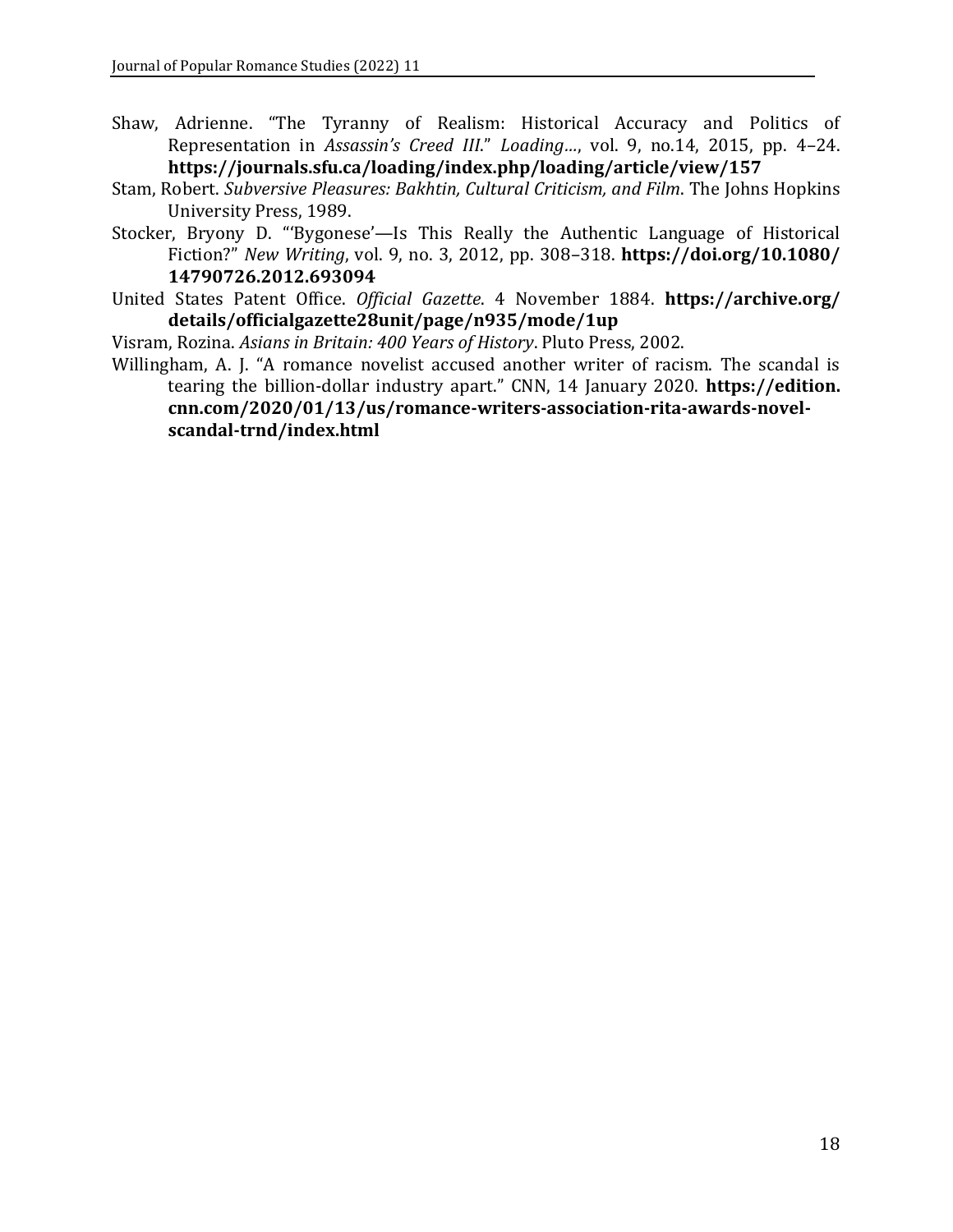Shaw, Adrienne. "The Tyranny of Realism: Historical Accuracy and Politics of Representation in *Assassin's Creed III*." *Loading…*, vol. 9, no.14, 2015, pp. 4–24. **https://journals.sfu.ca/loading/index.php/loading/article/view/157**

Stam, Robert. *Subversive Pleasures: Bakhtin, Cultural Criticism, and Film*. The Johns Hopkins University Press, 1989.

Stocker, Bryony D. "'Bygonese'—Is This Really the Authentic Language of Historical Fiction?" *New Writing*, vol. 9, no. 3, 2012, pp. 308–318. **https://doi.org/10.1080/14790726.2012.693094**

United States Patent Office. *Official Gazette*. 4 November 1884. **https://archive.org/details/officialgazette28unit/page/n935/mode/1up**

Visram, Rozina. *Asians in Britain: 400 Years of History*. Pluto Press, 2002.

Willingham, A. J. "A romance novelist accused another writer of racism. The scandal is tearing the billion-dollar industry apart." CNN, 14 January 2020. **https://edition.cnn.com/2020/01/13/us/romance-writers-association-rita-awards-novel-scandal-trnd/index.html**